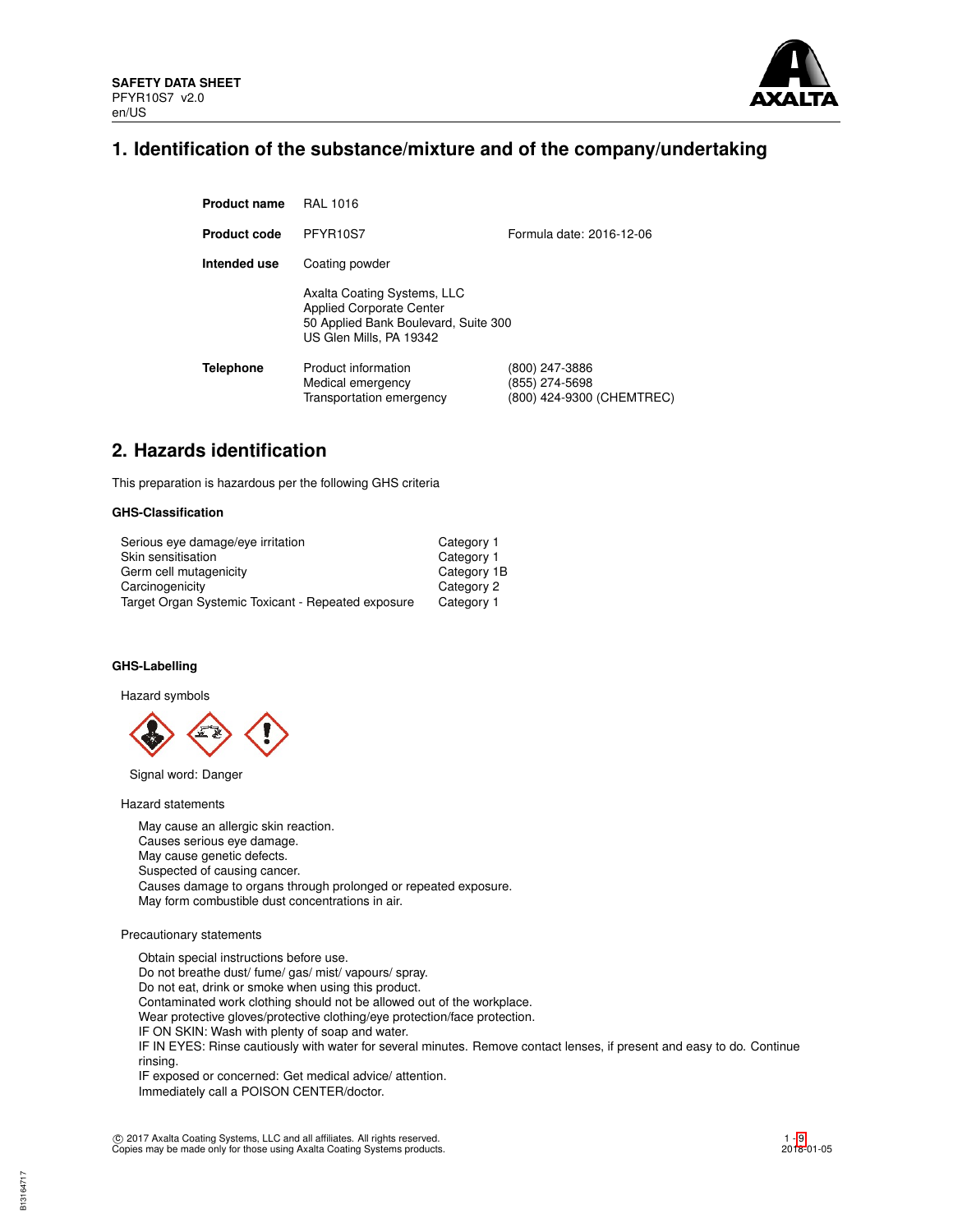**SAFETY DATA SHEET**
PFYR10S7 v2.0
en/US

# 1. Identification of the substance/mixture and of the company/undertaking

| | | |
|---|---|---|
| **Product name** | RAL 1016 | |
| **Product code** | PFYR10S7 | Formula date: 2016-12-06 |
| **Intended use** | Coating powder | |
| | Axalta Coating Systems, LLC<br>Applied Corporate Center<br>50 Applied Bank Boulevard, Suite 300<br>US Glen Mills, PA 19342 | |
| **Telephone** | Product information<br>Medical emergency<br>Transportation emergency | (800) 247-3886<br>(855) 274-5698<br>(800) 424-9300 (CHEMTREC) |

# 2. Hazards identification

This preparation is hazardous per the following GHS criteria

### GHS-Classification

| | |
|---|---|
| Serious eye damage/eye irritation | Category 1 |
| Skin sensitisation | Category 1 |
| Germ cell mutagenicity | Category 1B |
| Carcinogenicity | Category 2 |
| Target Organ Systemic Toxicant - Repeated exposure | Category 1 |

### GHS-Labelling

Hazard symbols

Signal word: Danger

Hazard statements

May cause an allergic skin reaction.
Causes serious eye damage.
May cause genetic defects.
Suspected of causing cancer.
Causes damage to organs through prolonged or repeated exposure.
May form combustible dust concentrations in air.

Precautionary statements

Obtain special instructions before use.
Do not breathe dust/ fume/ gas/ mist/ vapours/ spray.
Do not eat, drink or smoke when using this product.
Contaminated work clothing should not be allowed out of the workplace.
Wear protective gloves/protective clothing/eye protection/face protection.
IF ON SKIN: Wash with plenty of soap and water.
IF IN EYES: Rinse cautiously with water for several minutes. Remove contact lenses, if present and easy to do. Continue rinsing.
IF exposed or concerned: Get medical advice/ attention.
Immediately call a POISON CENTER/doctor.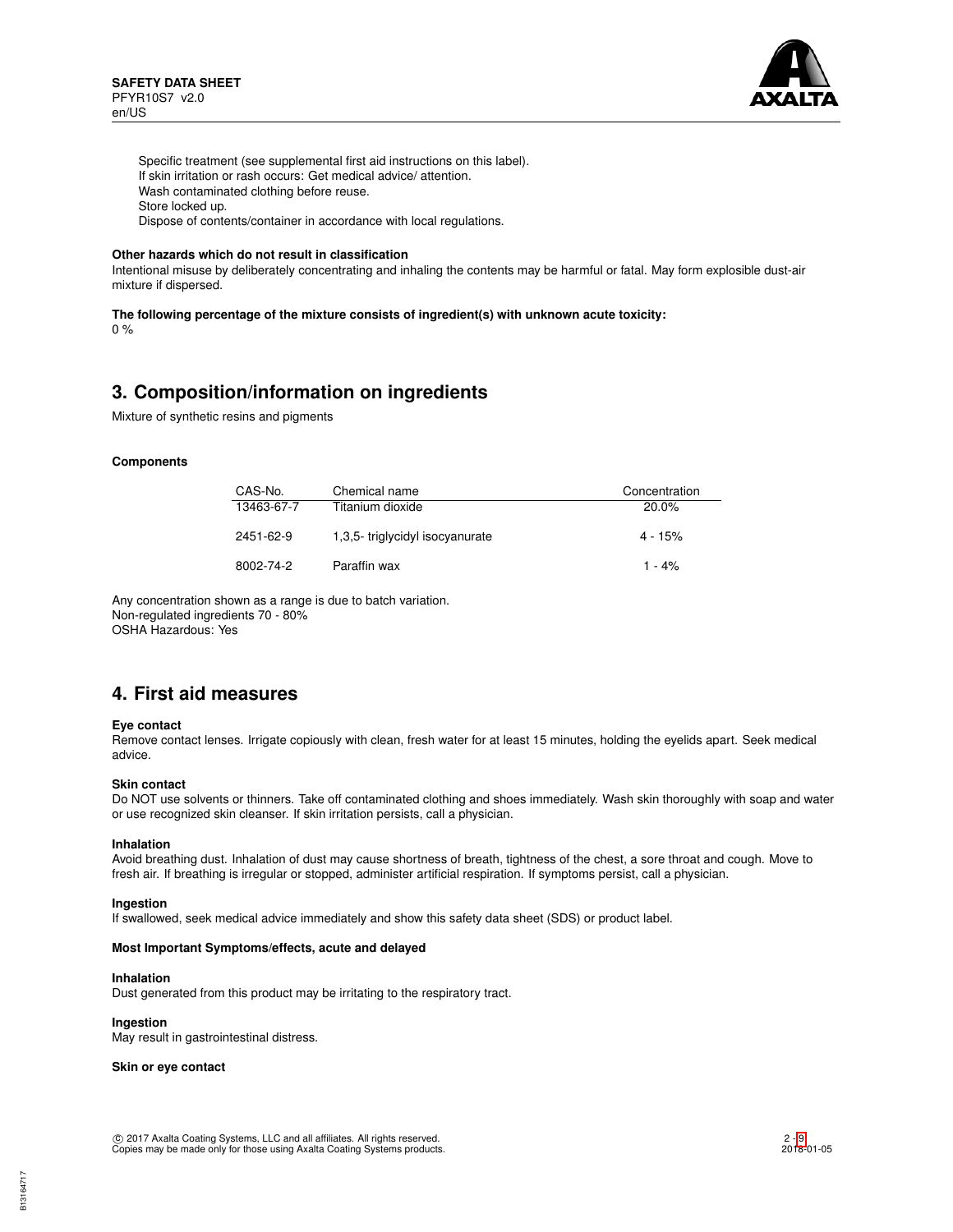Specific treatment (see supplemental first aid instructions on this label).
If skin irritation or rash occurs: Get medical advice/ attention.
Wash contaminated clothing before reuse.
Store locked up.
Dispose of contents/container in accordance with local regulations.

**Other hazards which do not result in classification**

Intentional misuse by deliberately concentrating and inhaling the contents may be harmful or fatal. May form explosible dust-air mixture if dispersed.

**The following percentage of the mixture consists of ingredient(s) with unknown acute toxicity:**

0 %

## 3. Composition/information on ingredients

Mixture of synthetic resins and pigments

**Components**

| CAS-No. | Chemical name | Concentration |
|---|---|---|
| 13463-67-7 | Titanium dioxide | 20.0% |
| 2451-62-9 | 1,3,5- triglycidyl isocyanurate | 4 - 15% |
| 8002-74-2 | Paraffin wax | 1 - 4% |

Any concentration shown as a range is due to batch variation.
Non-regulated ingredients 70 - 80%
OSHA Hazardous: Yes

## 4. First aid measures

**Eye contact**

Remove contact lenses. Irrigate copiously with clean, fresh water for at least 15 minutes, holding the eyelids apart. Seek medical advice.

**Skin contact**

Do NOT use solvents or thinners. Take off contaminated clothing and shoes immediately. Wash skin thoroughly with soap and water or use recognized skin cleanser. If skin irritation persists, call a physician.

**Inhalation**

Avoid breathing dust. Inhalation of dust may cause shortness of breath, tightness of the chest, a sore throat and cough. Move to fresh air. If breathing is irregular or stopped, administer artificial respiration. If symptoms persist, call a physician.

**Ingestion**

If swallowed, seek medical advice immediately and show this safety data sheet (SDS) or product label.

**Most Important Symptoms/effects, acute and delayed**

**Inhalation**

Dust generated from this product may be irritating to the respiratory tract.

**Ingestion**

May result in gastrointestinal distress.

**Skin or eye contact**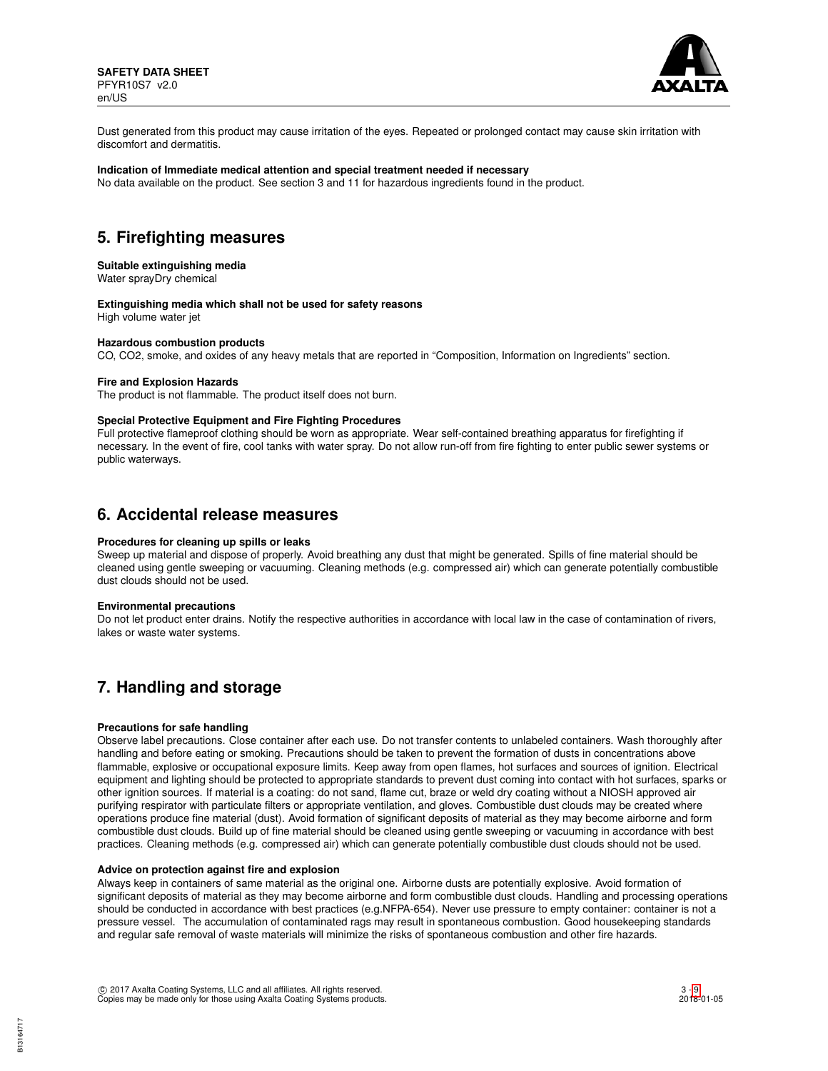Dust generated from this product may cause irritation of the eyes. Repeated or prolonged contact may cause skin irritation with discomfort and dermatitis.

**Indication of Immediate medical attention and special treatment needed if necessary**
No data available on the product. See section 3 and 11 for hazardous ingredients found in the product.

## 5. Firefighting measures

**Suitable extinguishing media**
Water sprayDry chemical

**Extinguishing media which shall not be used for safety reasons**
High volume water jet

**Hazardous combustion products**
CO, CO2, smoke, and oxides of any heavy metals that are reported in "Composition, Information on Ingredients" section.

**Fire and Explosion Hazards**
The product is not flammable. The product itself does not burn.

**Special Protective Equipment and Fire Fighting Procedures**
Full protective flameproof clothing should be worn as appropriate. Wear self-contained breathing apparatus for firefighting if necessary. In the event of fire, cool tanks with water spray. Do not allow run-off from fire fighting to enter public sewer systems or public waterways.

## 6. Accidental release measures

**Procedures for cleaning up spills or leaks**
Sweep up material and dispose of properly. Avoid breathing any dust that might be generated. Spills of fine material should be cleaned using gentle sweeping or vacuuming. Cleaning methods (e.g. compressed air) which can generate potentially combustible dust clouds should not be used.

**Environmental precautions**
Do not let product enter drains. Notify the respective authorities in accordance with local law in the case of contamination of rivers, lakes or waste water systems.

## 7. Handling and storage

**Precautions for safe handling**
Observe label precautions. Close container after each use. Do not transfer contents to unlabeled containers. Wash thoroughly after handling and before eating or smoking. Precautions should be taken to prevent the formation of dusts in concentrations above flammable, explosive or occupational exposure limits. Keep away from open flames, hot surfaces and sources of ignition. Electrical equipment and lighting should be protected to appropriate standards to prevent dust coming into contact with hot surfaces, sparks or other ignition sources. If material is a coating: do not sand, flame cut, braze or weld dry coating without a NIOSH approved air purifying respirator with particulate filters or appropriate ventilation, and gloves. Combustible dust clouds may be created where operations produce fine material (dust). Avoid formation of significant deposits of material as they may become airborne and form combustible dust clouds. Build up of fine material should be cleaned using gentle sweeping or vacuuming in accordance with best practices. Cleaning methods (e.g. compressed air) which can generate potentially combustible dust clouds should not be used.

**Advice on protection against fire and explosion**
Always keep in containers of same material as the original one. Airborne dusts are potentially explosive. Avoid formation of significant deposits of material as they may become airborne and form combustible dust clouds. Handling and processing operations should be conducted in accordance with best practices (e.g.NFPA-654). Never use pressure to empty container: container is not a pressure vessel. The accumulation of contaminated rags may result in spontaneous combustion. Good housekeeping standards and regular safe removal of waste materials will minimize the risks of spontaneous combustion and other fire hazards.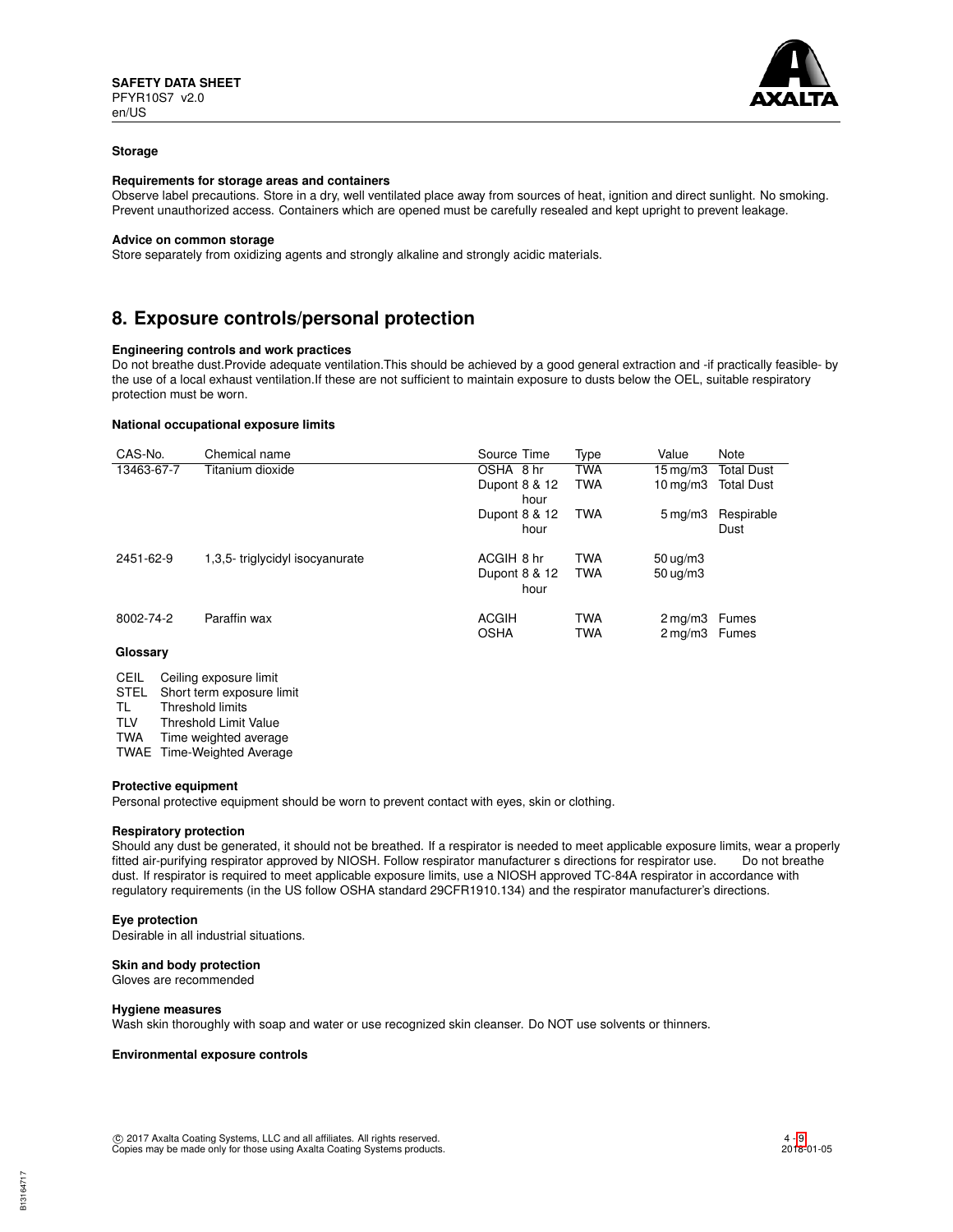### Storage

**Requirements for storage areas and containers**

Observe label precautions. Store in a dry, well ventilated place away from sources of heat, ignition and direct sunlight. No smoking. Prevent unauthorized access. Containers which are opened must be carefully resealed and kept upright to prevent leakage.

**Advice on common storage**

Store separately from oxidizing agents and strongly alkaline and strongly acidic materials.

## 8. Exposure controls/personal protection

**Engineering controls and work practices**

Do not breathe dust.Provide adequate ventilation.This should be achieved by a good general extraction and -if practically feasible- by the use of a local exhaust ventilation.If these are not sufficient to maintain exposure to dusts below the OEL, suitable respiratory protection must be worn.

**National occupational exposure limits**

| CAS-No. | Chemical name | Source | Time | Type | Value | Note |
|---|---|---|---|---|---|---|
| 13463-67-7 | Titanium dioxide | OSHA | 8 hr | TWA | 15 mg/m3 | Total Dust |
| | | Dupont | 8 & 12 hour | TWA | 10 mg/m3 | Total Dust |
| | | Dupont | 8 & 12 hour | TWA | 5 mg/m3 | Respirable Dust |
| 2451-62-9 | 1,3,5- triglycidyl isocyanurate | ACGIH | 8 hr | TWA | 50 ug/m3 | |
| | | Dupont | 8 & 12 hour | TWA | 50 ug/m3 | |
| 8002-74-2 | Paraffin wax | ACGIH | | TWA | 2 mg/m3 | Fumes |
| | | OSHA | | TWA | 2 mg/m3 | Fumes |

**Glossary**

| | |
|---|---|
| CEIL | Ceiling exposure limit |
| STEL | Short term exposure limit |
| TL | Threshold limits |
| TLV | Threshold Limit Value |
| TWA | Time weighted average |
| TWAE | Time-Weighted Average |

**Protective equipment**

Personal protective equipment should be worn to prevent contact with eyes, skin or clothing.

**Respiratory protection**

Should any dust be generated, it should not be breathed. If a respirator is needed to meet applicable exposure limits, wear a properly fitted air-purifying respirator approved by NIOSH. Follow respirator manufacturer s directions for respirator use. Do not breathe dust. If respirator is required to meet applicable exposure limits, use a NIOSH approved TC-84A respirator in accordance with regulatory requirements (in the US follow OSHA standard 29CFR1910.134) and the respirator manufacturer's directions.

**Eye protection**

Desirable in all industrial situations.

**Skin and body protection**

Gloves are recommended

**Hygiene measures**

Wash skin thoroughly with soap and water or use recognized skin cleanser. Do NOT use solvents or thinners.

**Environmental exposure controls**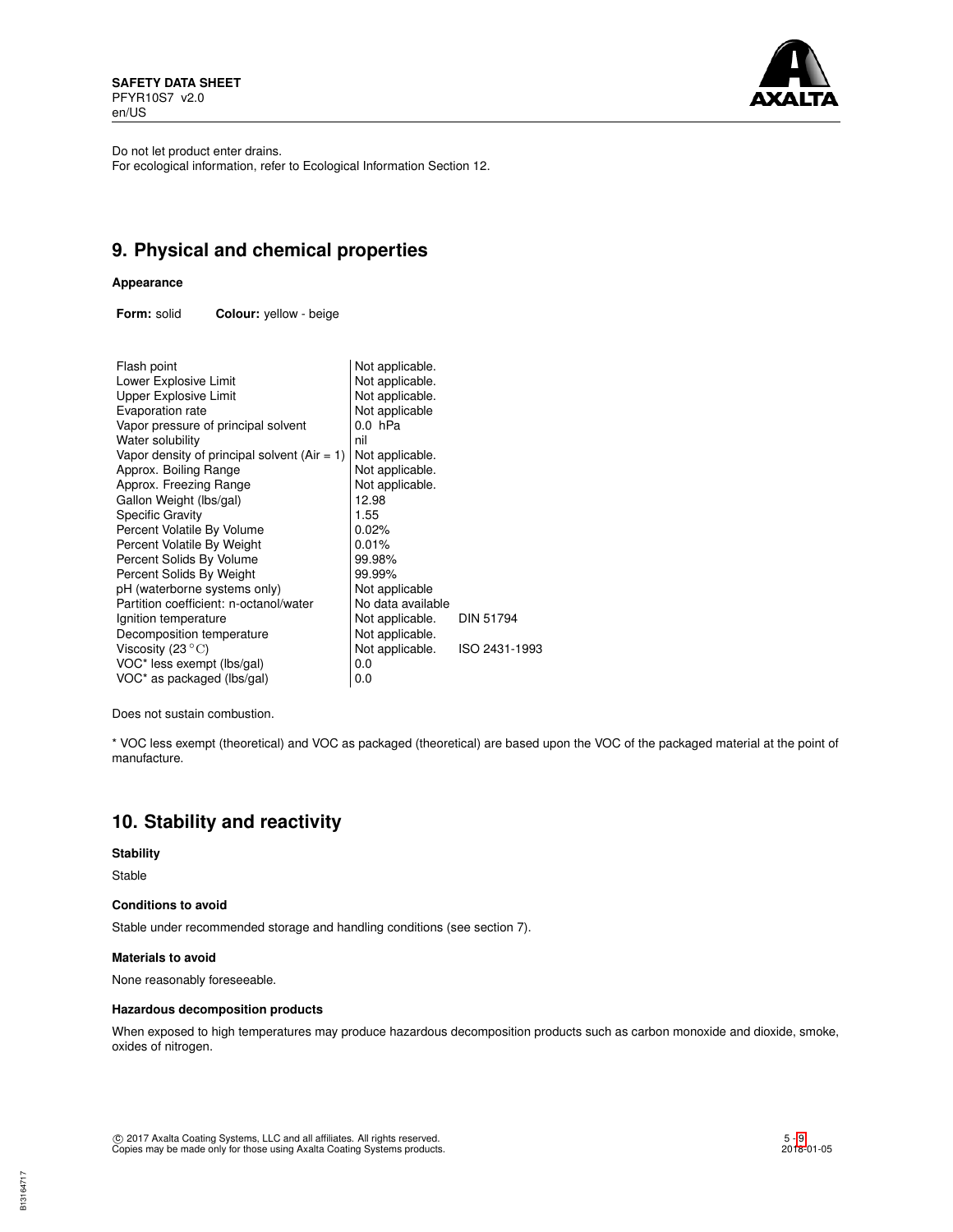Do not let product enter drains.
For ecological information, refer to Ecological Information Section 12.

## 9. Physical and chemical properties

### Appearance

**Form:** solid **Colour:** yellow - beige

| Property | Value | Method |
|---|---|---|
| Flash point | Not applicable. | |
| Lower Explosive Limit | Not applicable. | |
| Upper Explosive Limit | Not applicable. | |
| Evaporation rate | Not applicable | |
| Vapor pressure of principal solvent | 0.0 hPa | |
| Water solubility | nil | |
| Vapor density of principal solvent (Air = 1) | Not applicable. | |
| Approx. Boiling Range | Not applicable. | |
| Approx. Freezing Range | Not applicable. | |
| Gallon Weight (lbs/gal) | 12.98 | |
| Specific Gravity | 1.55 | |
| Percent Volatile By Volume | 0.02% | |
| Percent Volatile By Weight | 0.01% | |
| Percent Solids By Volume | 99.98% | |
| Percent Solids By Weight | 99.99% | |
| pH (waterborne systems only) | Not applicable | |
| Partition coefficient: n-octanol/water | No data available | |
| Ignition temperature | Not applicable. | DIN 51794 |
| Decomposition temperature | Not applicable. | |
| Viscosity (23 °C) | Not applicable. | ISO 2431-1993 |
| VOC* less exempt (lbs/gal) | 0.0 | |
| VOC* as packaged (lbs/gal) | 0.0 | |

Does not sustain combustion.

* VOC less exempt (theoretical) and VOC as packaged (theoretical) are based upon the VOC of the packaged material at the point of manufacture.

## 10. Stability and reactivity

### Stability

Stable

### Conditions to avoid

Stable under recommended storage and handling conditions (see section 7).

### Materials to avoid

None reasonably foreseeable.

### Hazardous decomposition products

When exposed to high temperatures may produce hazardous decomposition products such as carbon monoxide and dioxide, smoke, oxides of nitrogen.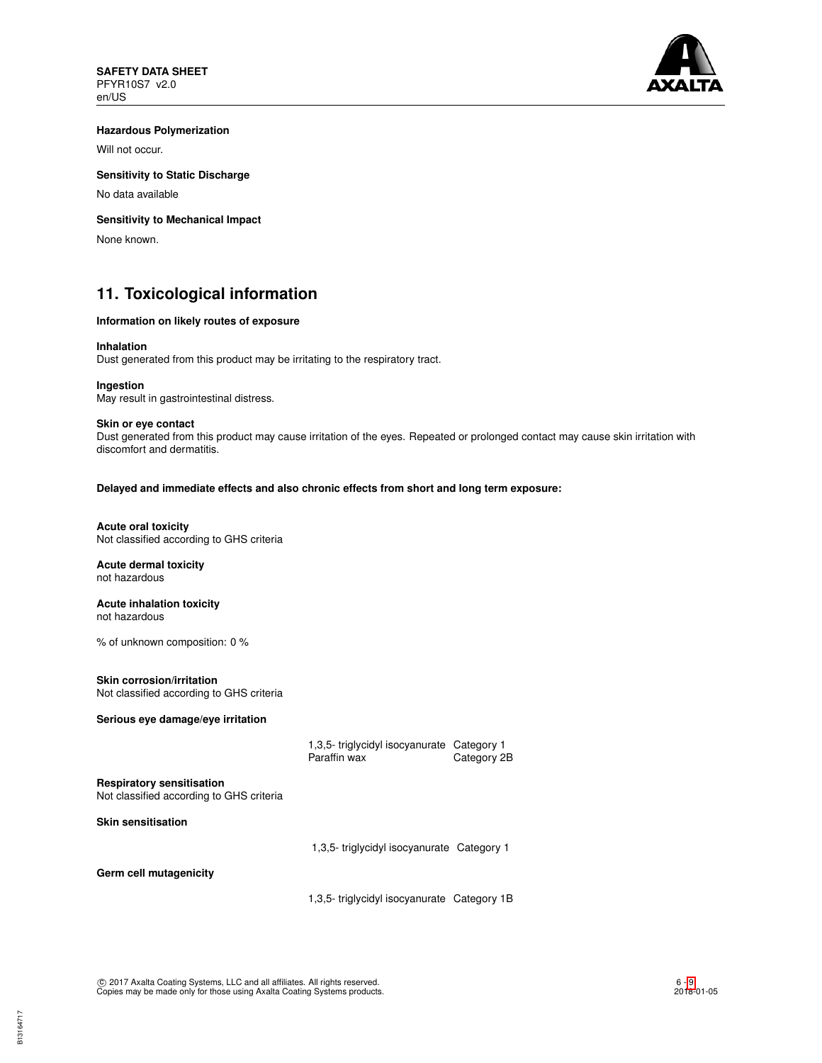**Hazardous Polymerization**

Will not occur.

**Sensitivity to Static Discharge**

No data available

**Sensitivity to Mechanical Impact**

None known.

## 11. Toxicological information

**Information on likely routes of exposure**

**Inhalation**
Dust generated from this product may be irritating to the respiratory tract.

**Ingestion**
May result in gastrointestinal distress.

**Skin or eye contact**
Dust generated from this product may cause irritation of the eyes. Repeated or prolonged contact may cause skin irritation with discomfort and dermatitis.

**Delayed and immediate effects and also chronic effects from short and long term exposure:**

**Acute oral toxicity**
Not classified according to GHS criteria

**Acute dermal toxicity**
not hazardous

**Acute inhalation toxicity**
not hazardous

% of unknown composition: 0 %

**Skin corrosion/irritation**
Not classified according to GHS criteria

**Serious eye damage/eye irritation**

| | |
|---|---|
| 1,3,5- triglycidyl isocyanurate | Category 1 |
| Paraffin wax | Category 2B |

**Respiratory sensitisation**
Not classified according to GHS criteria

**Skin sensitisation**

| | |
|---|---|
| 1,3,5- triglycidyl isocyanurate | Category 1 |

**Germ cell mutagenicity**

| | |
|---|---|
| 1,3,5- triglycidyl isocyanurate | Category 1B |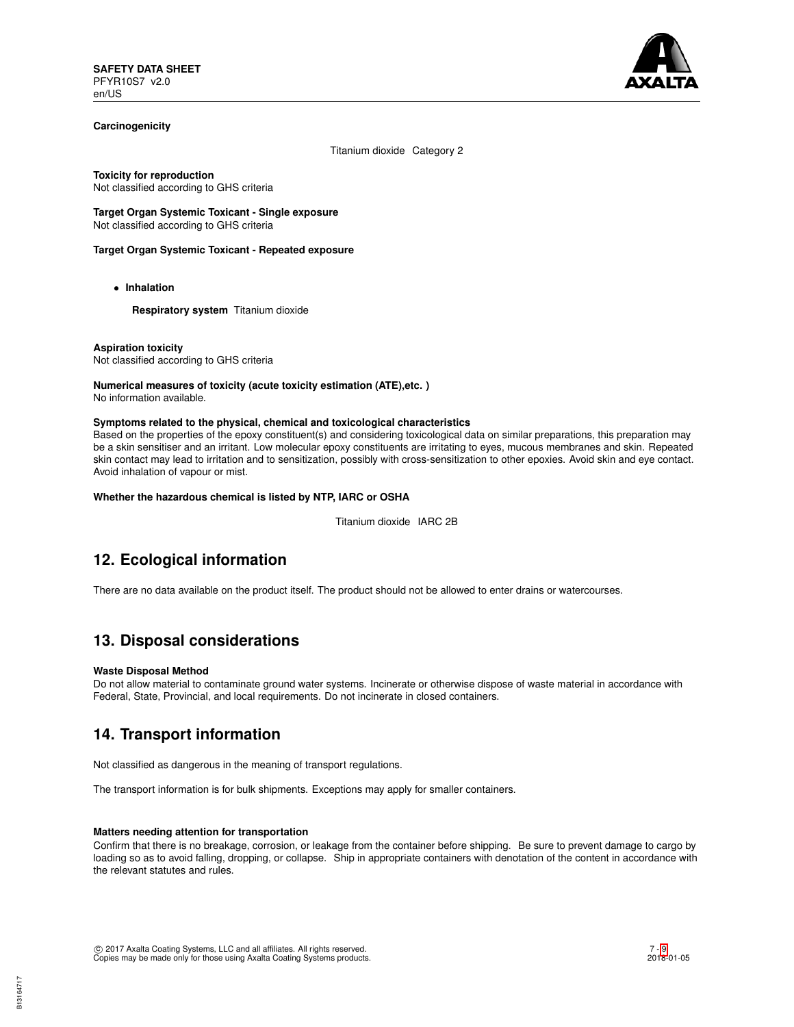**Carcinogenicity**

Titanium dioxide Category 2

**Toxicity for reproduction**
Not classified according to GHS criteria

**Target Organ Systemic Toxicant - Single exposure**
Not classified according to GHS criteria

**Target Organ Systemic Toxicant - Repeated exposure**

- **Inhalation**

  **Respiratory system** Titanium dioxide

**Aspiration toxicity**
Not classified according to GHS criteria

**Numerical measures of toxicity (acute toxicity estimation (ATE),etc. )**
No information available.

**Symptoms related to the physical, chemical and toxicological characteristics**
Based on the properties of the epoxy constituent(s) and considering toxicological data on similar preparations, this preparation may be a skin sensitiser and an irritant. Low molecular epoxy constituents are irritating to eyes, mucous membranes and skin. Repeated skin contact may lead to irritation and to sensitization, possibly with cross-sensitization to other epoxies. Avoid skin and eye contact. Avoid inhalation of vapour or mist.

**Whether the hazardous chemical is listed by NTP, IARC or OSHA**

Titanium dioxide IARC 2B

## 12. Ecological information

There are no data available on the product itself. The product should not be allowed to enter drains or watercourses.

## 13. Disposal considerations

**Waste Disposal Method**
Do not allow material to contaminate ground water systems. Incinerate or otherwise dispose of waste material in accordance with Federal, State, Provincial, and local requirements. Do not incinerate in closed containers.

## 14. Transport information

Not classified as dangerous in the meaning of transport regulations.

The transport information is for bulk shipments. Exceptions may apply for smaller containers.

**Matters needing attention for transportation**
Confirm that there is no breakage, corrosion, or leakage from the container before shipping. Be sure to prevent damage to cargo by loading so as to avoid falling, dropping, or collapse. Ship in appropriate containers with denotation of the content in accordance with the relevant statutes and rules.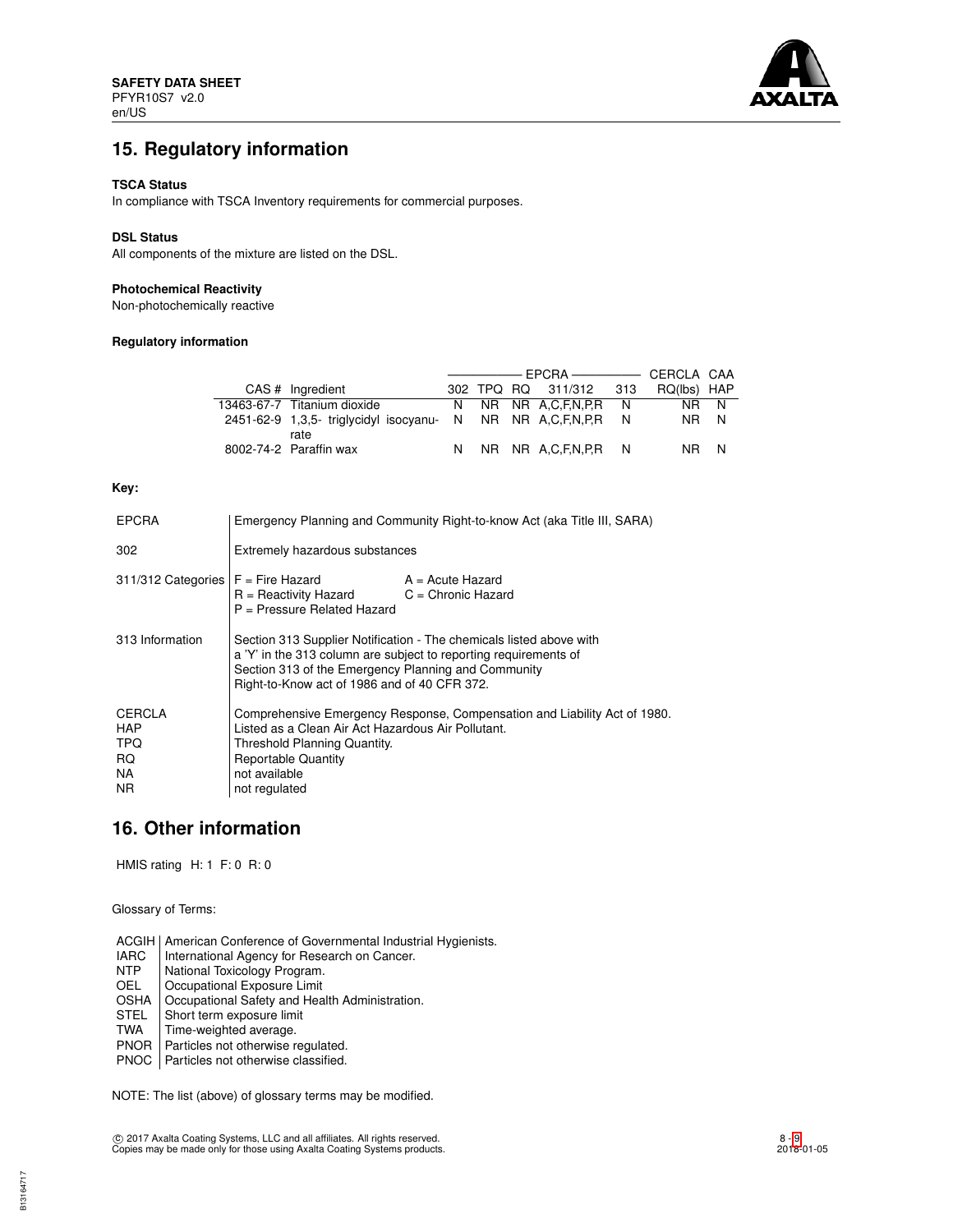## 15. Regulatory information

**TSCA Status**

In compliance with TSCA Inventory requirements for commercial purposes.

**DSL Status**

All components of the mixture are listed on the DSL.

**Photochemical Reactivity**

Non-photochemically reactive

**Regulatory information**

| | | EPCRA | | | | | CERCLA | CAA |
|---|---|---|---|---|---|---|---|---|
| CAS # | Ingredient | 302 | TPQ | RQ | 311/312 | 313 | RQ(lbs) | HAP |
| 13463-67-7 | Titanium dioxide | N | NR | NR | A,C,F,N,P,R | N | NR | N |
| 2451-62-9 | 1,3,5- triglycidyl isocyanurate | N | NR | NR | A,C,F,N,P,R | N | NR | N |
| 8002-74-2 | Paraffin wax | N | NR | NR | A,C,F,N,P,R | N | NR | N |

**Key:**

| | |
|---|---|
| EPCRA | Emergency Planning and Community Right-to-know Act (aka Title III, SARA) |
| 302 | Extremely hazardous substances |
| 311/312 Categories | F = Fire Hazard; A = Acute Hazard; R = Reactivity Hazard; C = Chronic Hazard; P = Pressure Related Hazard |
| 313 Information | Section 313 Supplier Notification - The chemicals listed above with a 'Y' in the 313 column are subject to reporting requirements of Section 313 of the Emergency Planning and Community Right-to-Know act of 1986 and of 40 CFR 372. |
| CERCLA | Comprehensive Emergency Response, Compensation and Liability Act of 1980. |
| HAP | Listed as a Clean Air Act Hazardous Air Pollutant. |
| TPQ | Threshold Planning Quantity. |
| RQ | Reportable Quantity |
| NA | not available |
| NR | not regulated |

## 16. Other information

HMIS rating H: 1 F: 0 R: 0

Glossary of Terms:

| | |
|---|---|
| ACGIH | American Conference of Governmental Industrial Hygienists. |
| IARC | International Agency for Research on Cancer. |
| NTP | National Toxicology Program. |
| OEL | Occupational Exposure Limit |
| OSHA | Occupational Safety and Health Administration. |
| STEL | Short term exposure limit |
| TWA | Time-weighted average. |
| PNOR | Particles not otherwise regulated. |
| PNOC | Particles not otherwise classified. |

NOTE: The list (above) of glossary terms may be modified.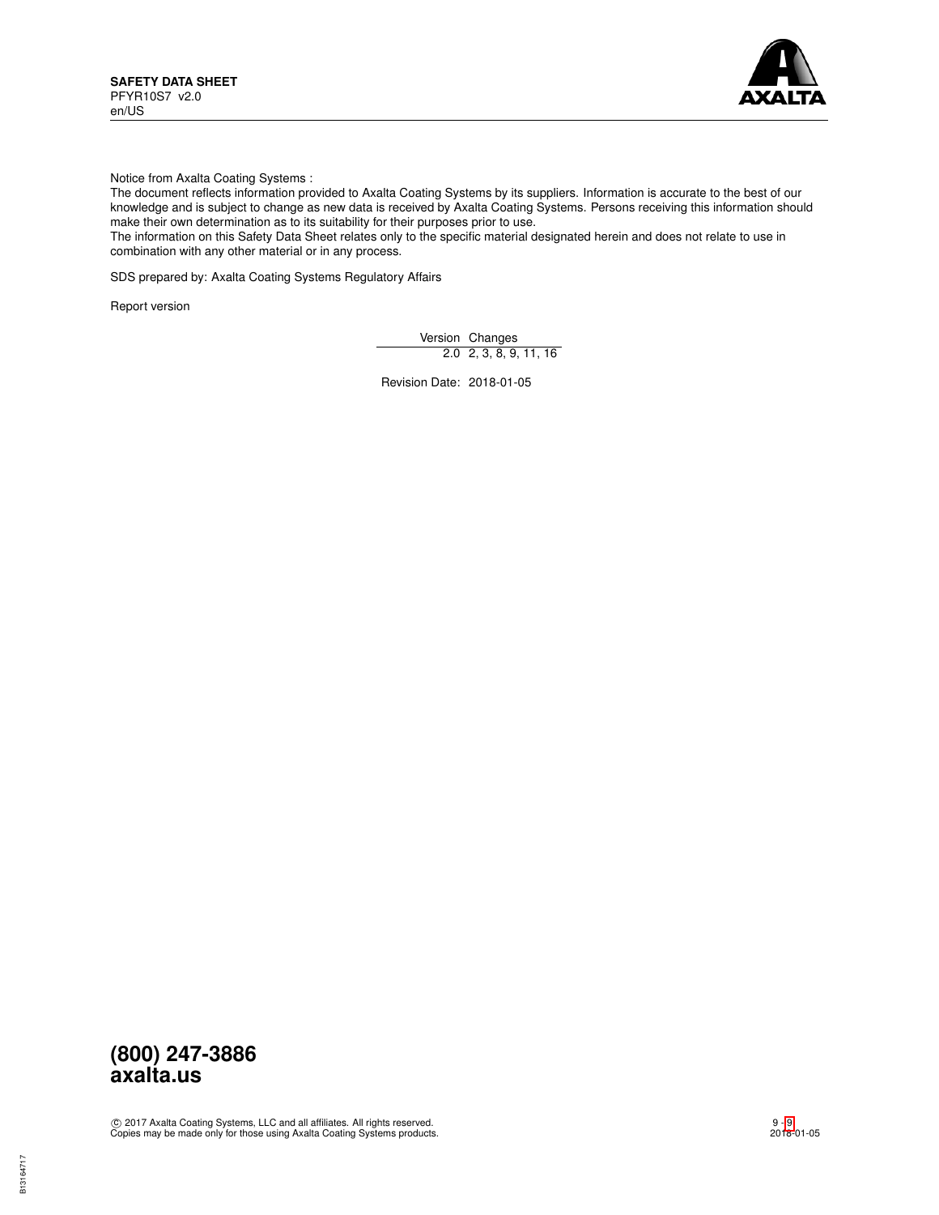Notice from Axalta Coating Systems :
The document reflects information provided to Axalta Coating Systems by its suppliers. Information is accurate to the best of our knowledge and is subject to change as new data is received by Axalta Coating Systems. Persons receiving this information should make their own determination as to its suitability for their purposes prior to use.
The information on this Safety Data Sheet relates only to the specific material designated herein and does not relate to use in combination with any other material or in any process.

SDS prepared by: Axalta Coating Systems Regulatory Affairs

Report version

| Version | Changes |
|---|---|
| 2.0 | 2, 3, 8, 9, 11, 16 |

Revision Date: 2018-01-05

**(800) 247-3886**
**axalta.us**

© 2017 Axalta Coating Systems, LLC and all affiliates. All rights reserved.
Copies may be made only for those using Axalta Coating Systems products.